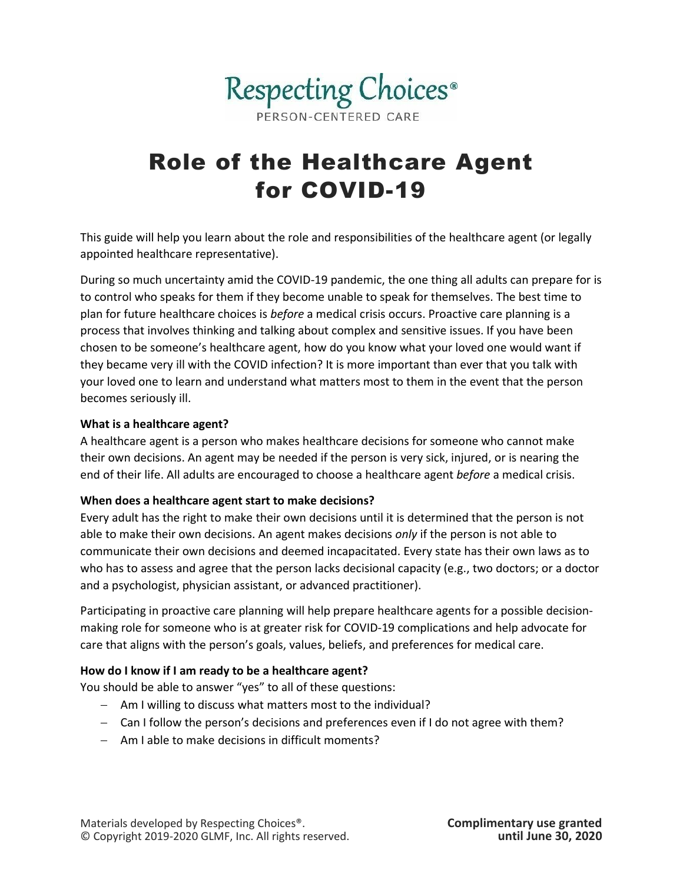Respecting Choices®
PERSON-CENTERED CARE

# Role of the Healthcare Agent for COVID-19

This guide will help you learn about the role and responsibilities of the healthcare agent (or legally appointed healthcare representative).

During so much uncertainty amid the COVID-19 pandemic, the one thing all adults can prepare for is to control who speaks for them if they become unable to speak for themselves. The best time to plan for future healthcare choices is *before* a medical crisis occurs. Proactive care planning is a process that involves thinking and talking about complex and sensitive issues. If you have been chosen to be someone's healthcare agent, how do you know what your loved one would want if they became very ill with the COVID infection? It is more important than ever that you talk with your loved one to learn and understand what matters most to them in the event that the person becomes seriously ill.

**What is a healthcare agent?**

A healthcare agent is a person who makes healthcare decisions for someone who cannot make their own decisions. An agent may be needed if the person is very sick, injured, or is nearing the end of their life. All adults are encouraged to choose a healthcare agent *before* a medical crisis.

**When does a healthcare agent start to make decisions?**

Every adult has the right to make their own decisions until it is determined that the person is not able to make their own decisions. An agent makes decisions *only* if the person is not able to communicate their own decisions and deemed incapacitated. Every state has their own laws as to who has to assess and agree that the person lacks decisional capacity (e.g., two doctors; or a doctor and a psychologist, physician assistant, or advanced practitioner).

Participating in proactive care planning will help prepare healthcare agents for a possible decision-making role for someone who is at greater risk for COVID-19 complications and help advocate for care that aligns with the person's goals, values, beliefs, and preferences for medical care.

**How do I know if I am ready to be a healthcare agent?**

You should be able to answer "yes" to all of these questions:

- Am I willing to discuss what matters most to the individual?
- Can I follow the person's decisions and preferences even if I do not agree with them?
- Am I able to make decisions in difficult moments?

Materials developed by Respecting Choices®.
© Copyright 2019-2020 GLMF, Inc. All rights reserved.

**Complimentary use granted until June 30, 2020**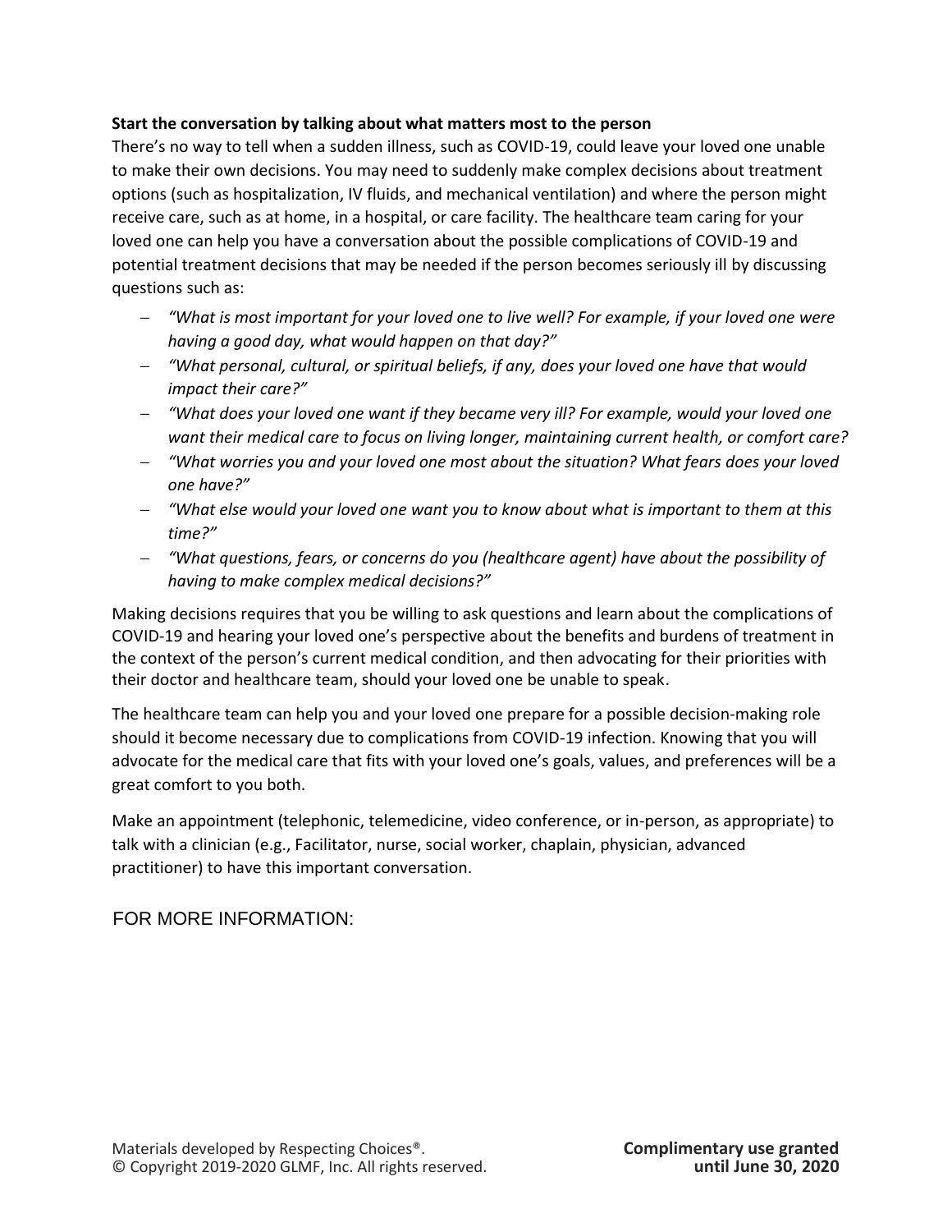**Start the conversation by talking about what matters most to the person**

There's no way to tell when a sudden illness, such as COVID-19, could leave your loved one unable to make their own decisions. You may need to suddenly make complex decisions about treatment options (such as hospitalization, IV fluids, and mechanical ventilation) and where the person might receive care, such as at home, in a hospital, or care facility. The healthcare team caring for your loved one can help you have a conversation about the possible complications of COVID-19 and potential treatment decisions that may be needed if the person becomes seriously ill by discussing questions such as:

- *"What is most important for your loved one to live well? For example, if your loved one were having a good day, what would happen on that day?"*
- *"What personal, cultural, or spiritual beliefs, if any, does your loved one have that would impact their care?"*
- *"What does your loved one want if they became very ill? For example, would your loved one want their medical care to focus on living longer, maintaining current health, or comfort care?*
- *"What worries you and your loved one most about the situation? What fears does your loved one have?"*
- *"What else would your loved one want you to know about what is important to them at this time?"*
- *"What questions, fears, or concerns do you (healthcare agent) have about the possibility of having to make complex medical decisions?"*

Making decisions requires that you be willing to ask questions and learn about the complications of COVID-19 and hearing your loved one's perspective about the benefits and burdens of treatment in the context of the person's current medical condition, and then advocating for their priorities with their doctor and healthcare team, should your loved one be unable to speak.

The healthcare team can help you and your loved one prepare for a possible decision-making role should it become necessary due to complications from COVID-19 infection. Knowing that you will advocate for the medical care that fits with your loved one's goals, values, and preferences will be a great comfort to you both.

Make an appointment (telephonic, telemedicine, video conference, or in-person, as appropriate) to talk with a clinician (e.g., Facilitator, nurse, social worker, chaplain, physician, advanced practitioner) to have this important conversation.

FOR MORE INFORMATION:

Materials developed by Respecting Choices®.
© Copyright 2019-2020 GLMF, Inc. All rights reserved.

**Complimentary use granted until June 30, 2020**